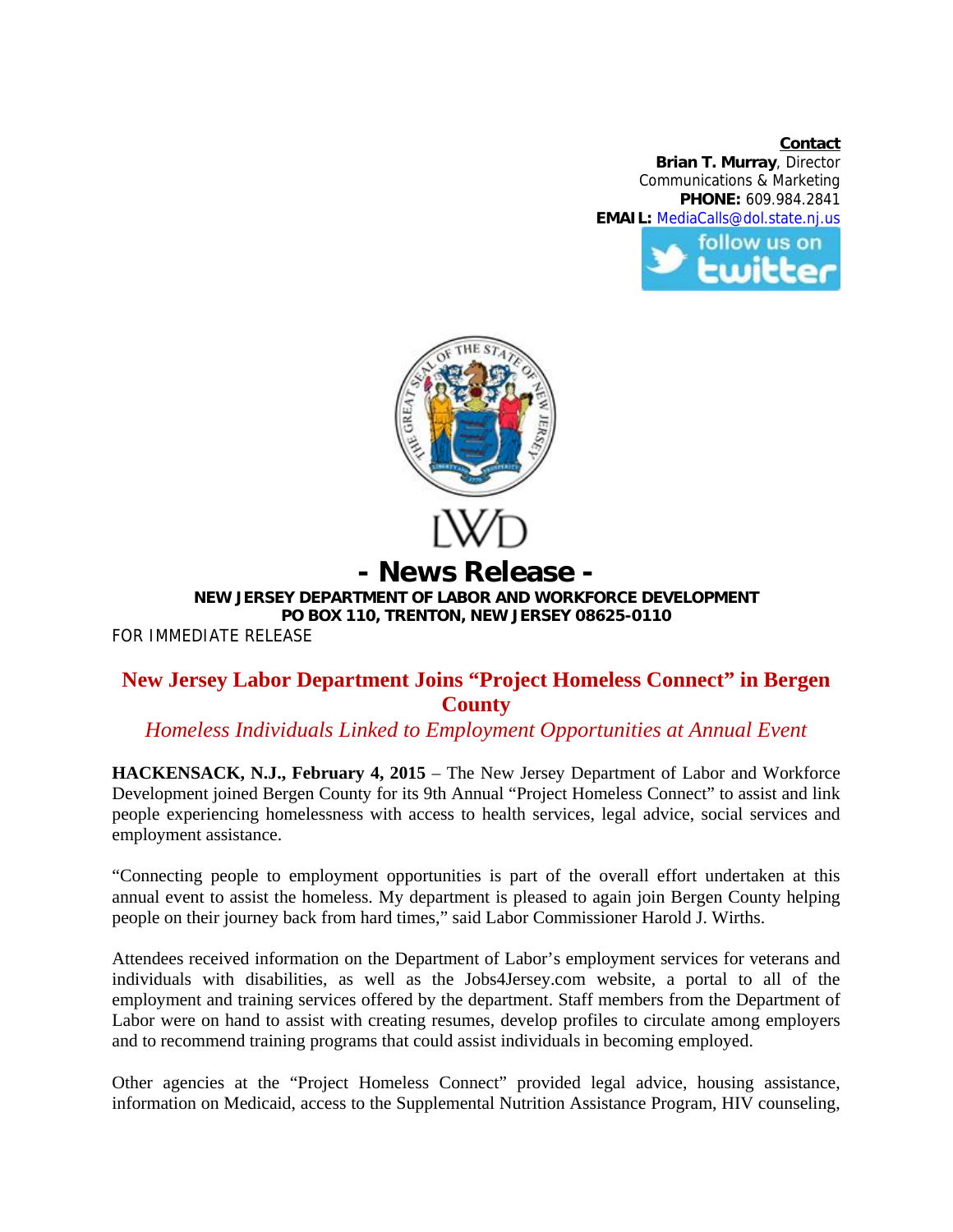**Contact**
**Brian T. Murray**, Director
Communications & Marketing
**PHONE:** 609.984.2841
**EMAIL:** MediaCalls@dol.state.nj.us

LWD

# - News Release -

**NEW JERSEY DEPARTMENT OF LABOR AND WORKFORCE DEVELOPMENT**
**PO BOX 110, TRENTON, NEW JERSEY 08625-0110**

FOR IMMEDIATE RELEASE

## New Jersey Labor Department Joins "Project Homeless Connect" in Bergen County

*Homeless Individuals Linked to Employment Opportunities at Annual Event*

**HACKENSACK, N.J., February 4, 2015** – The New Jersey Department of Labor and Workforce Development joined Bergen County for its 9th Annual "Project Homeless Connect" to assist and link people experiencing homelessness with access to health services, legal advice, social services and employment assistance.

"Connecting people to employment opportunities is part of the overall effort undertaken at this annual event to assist the homeless. My department is pleased to again join Bergen County helping people on their journey back from hard times," said Labor Commissioner Harold J. Wirths.

Attendees received information on the Department of Labor's employment services for veterans and individuals with disabilities, as well as the Jobs4Jersey.com website, a portal to all of the employment and training services offered by the department. Staff members from the Department of Labor were on hand to assist with creating resumes, develop profiles to circulate among employers and to recommend training programs that could assist individuals in becoming employed.

Other agencies at the "Project Homeless Connect" provided legal advice, housing assistance, information on Medicaid, access to the Supplemental Nutrition Assistance Program, HIV counseling,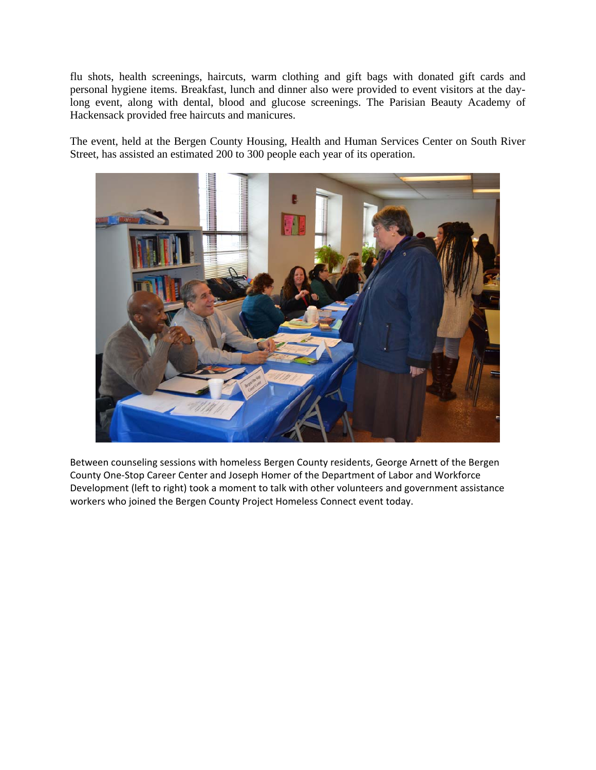flu shots, health screenings, haircuts, warm clothing and gift bags with donated gift cards and personal hygiene items. Breakfast, lunch and dinner also were provided to event visitors at the day-long event, along with dental, blood and glucose screenings. The Parisian Beauty Academy of Hackensack provided free haircuts and manicures.

The event, held at the Bergen County Housing, Health and Human Services Center on South River Street, has assisted an estimated 200 to 300 people each year of its operation.

Between counseling sessions with homeless Bergen County residents, George Arnett of the Bergen County One-Stop Career Center and Joseph Homer of the Department of Labor and Workforce Development (left to right) took a moment to talk with other volunteers and government assistance workers who joined the Bergen County Project Homeless Connect event today.